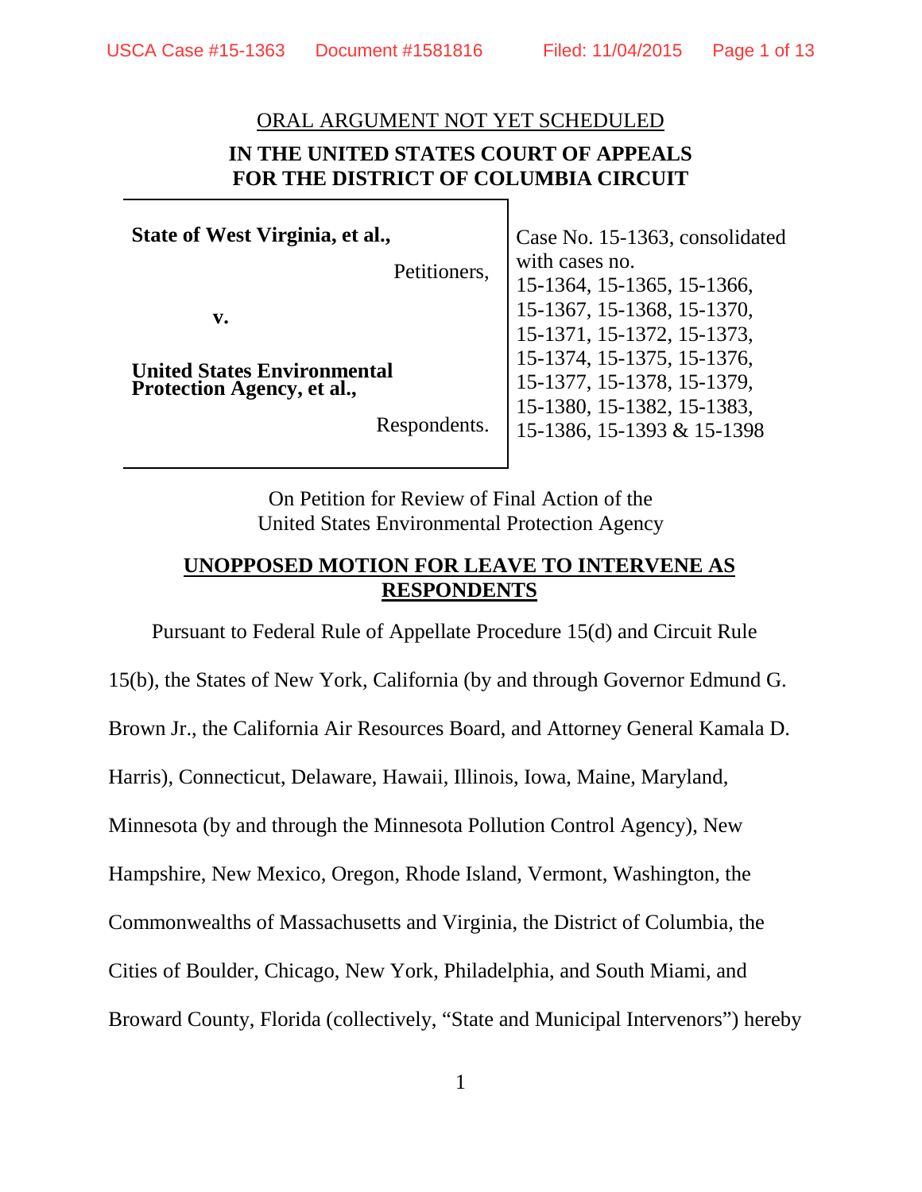ORAL ARGUMENT NOT YET SCHEDULED

**IN THE UNITED STATES COURT OF APPEALS FOR THE DISTRICT OF COLUMBIA CIRCUIT**

| | |
|---|---|
| **State of West Virginia, et al.,**<br><br>Petitioners,<br><br>**v.**<br><br>**United States Environmental Protection Agency, et al.,**<br><br>Respondents. | Case No. 15-1363, consolidated with cases no. 15-1364, 15-1365, 15-1366, 15-1367, 15-1368, 15-1370, 15-1371, 15-1372, 15-1373, 15-1374, 15-1375, 15-1376, 15-1377, 15-1378, 15-1379, 15-1380, 15-1382, 15-1383, 15-1386, 15-1393 & 15-1398 |

On Petition for Review of Final Action of the United States Environmental Protection Agency

**UNOPPOSED MOTION FOR LEAVE TO INTERVENE AS RESPONDENTS**

Pursuant to Federal Rule of Appellate Procedure 15(d) and Circuit Rule 15(b), the States of New York, California (by and through Governor Edmund G. Brown Jr., the California Air Resources Board, and Attorney General Kamala D. Harris), Connecticut, Delaware, Hawaii, Illinois, Iowa, Maine, Maryland, Minnesota (by and through the Minnesota Pollution Control Agency), New Hampshire, New Mexico, Oregon, Rhode Island, Vermont, Washington, the Commonwealths of Massachusetts and Virginia, the District of Columbia, the Cities of Boulder, Chicago, New York, Philadelphia, and South Miami, and Broward County, Florida (collectively, "State and Municipal Intervenors") hereby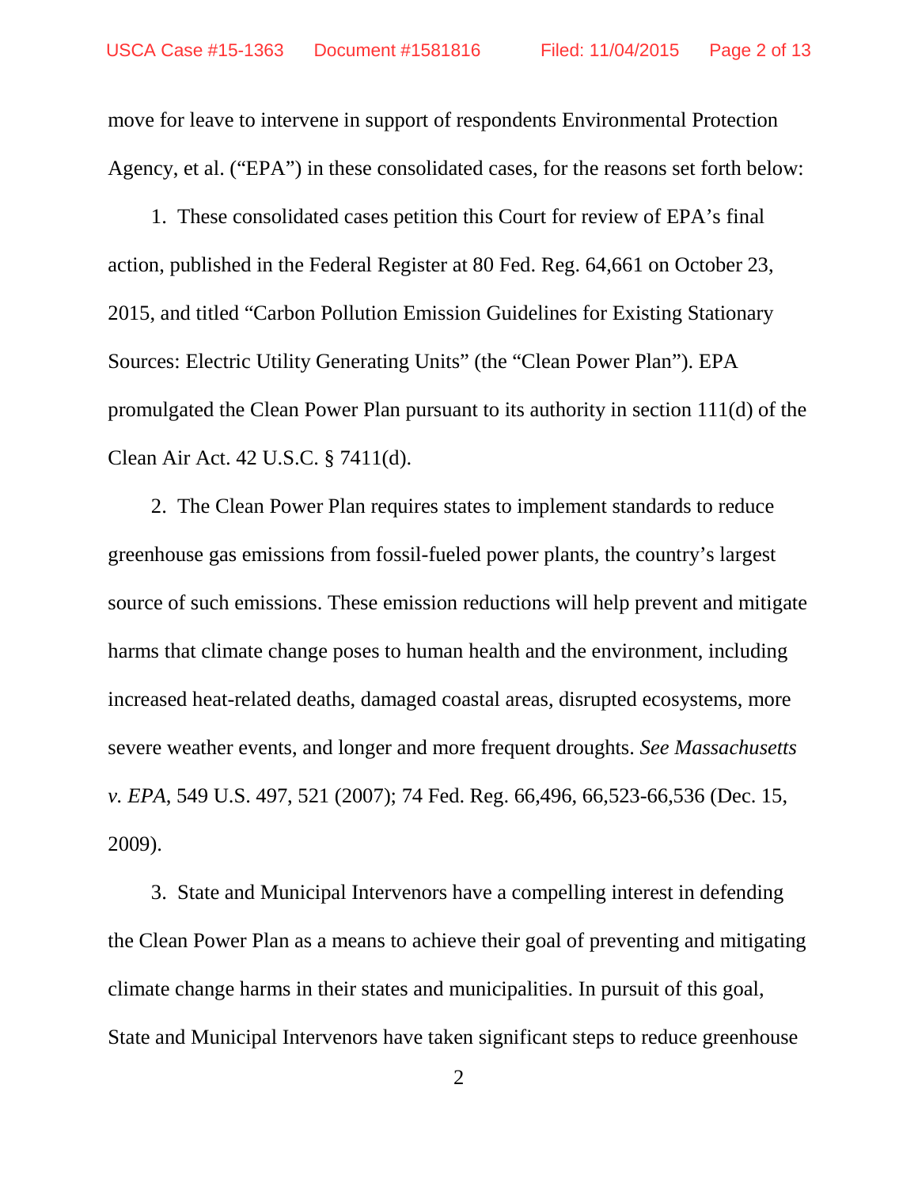move for leave to intervene in support of respondents Environmental Protection Agency, et al. ("EPA") in these consolidated cases, for the reasons set forth below:

1. These consolidated cases petition this Court for review of EPA's final action, published in the Federal Register at 80 Fed. Reg. 64,661 on October 23, 2015, and titled "Carbon Pollution Emission Guidelines for Existing Stationary Sources: Electric Utility Generating Units" (the "Clean Power Plan"). EPA promulgated the Clean Power Plan pursuant to its authority in section 111(d) of the Clean Air Act. 42 U.S.C. § 7411(d).

2. The Clean Power Plan requires states to implement standards to reduce greenhouse gas emissions from fossil-fueled power plants, the country's largest source of such emissions. These emission reductions will help prevent and mitigate harms that climate change poses to human health and the environment, including increased heat-related deaths, damaged coastal areas, disrupted ecosystems, more severe weather events, and longer and more frequent droughts. *See Massachusetts v. EPA*, 549 U.S. 497, 521 (2007); 74 Fed. Reg. 66,496, 66,523-66,536 (Dec. 15, 2009).

3. State and Municipal Intervenors have a compelling interest in defending the Clean Power Plan as a means to achieve their goal of preventing and mitigating climate change harms in their states and municipalities. In pursuit of this goal, State and Municipal Intervenors have taken significant steps to reduce greenhouse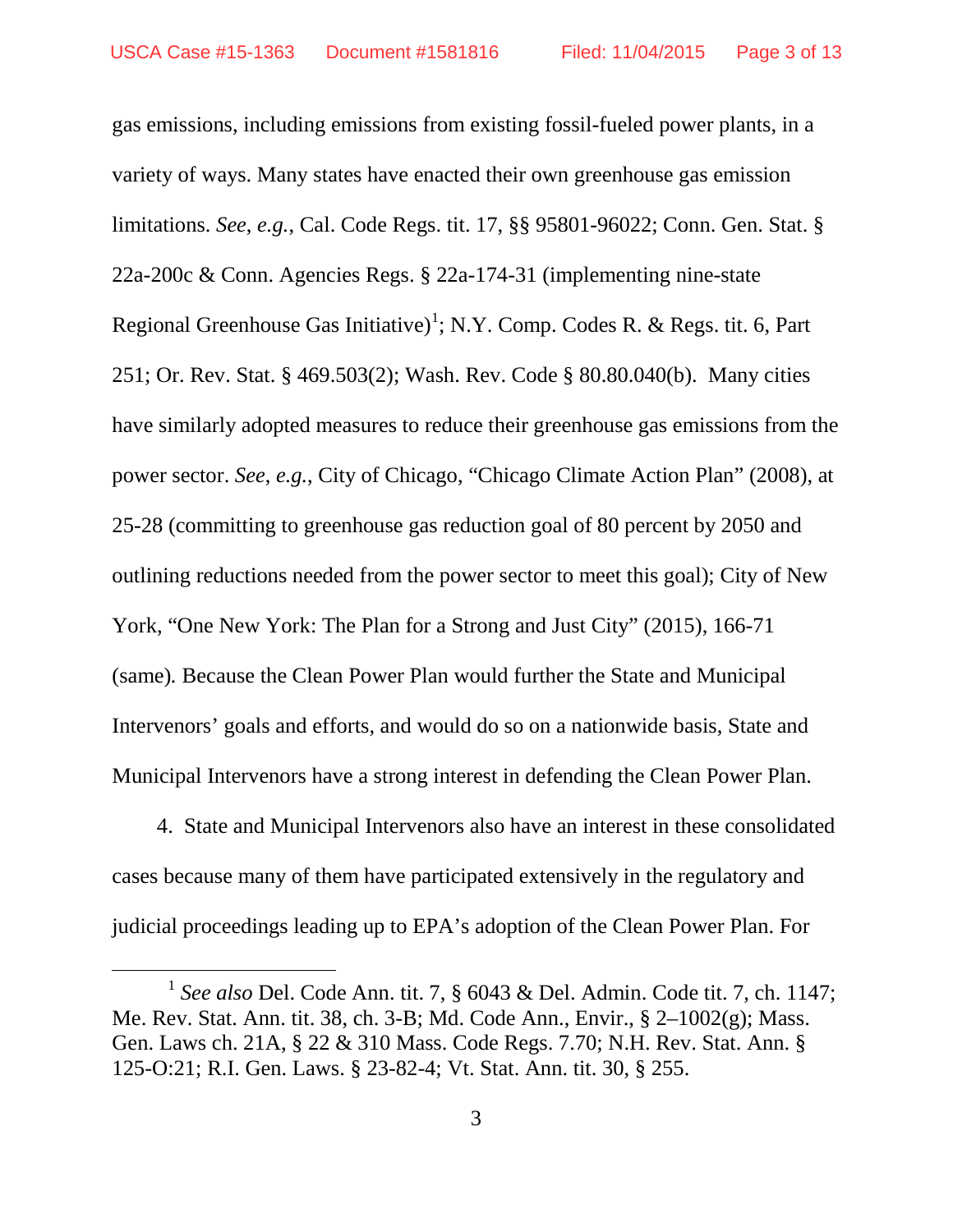gas emissions, including emissions from existing fossil-fueled power plants, in a variety of ways. Many states have enacted their own greenhouse gas emission limitations. *See*, *e.g.*, Cal. Code Regs. tit. 17, §§ 95801-96022; Conn. Gen. Stat. § 22a-200c & Conn. Agencies Regs. § 22a-174-31 (implementing nine-state Regional Greenhouse Gas Initiative)[1]; N.Y. Comp. Codes R. & Regs. tit. 6, Part 251; Or. Rev. Stat. § 469.503(2); Wash. Rev. Code § 80.80.040(b). Many cities have similarly adopted measures to reduce their greenhouse gas emissions from the power sector. *See*, *e.g.*, City of Chicago, "Chicago Climate Action Plan" (2008), at 25-28 (committing to greenhouse gas reduction goal of 80 percent by 2050 and outlining reductions needed from the power sector to meet this goal); City of New York, "One New York: The Plan for a Strong and Just City" (2015), 166-71 (same). Because the Clean Power Plan would further the State and Municipal Intervenors' goals and efforts, and would do so on a nationwide basis, State and Municipal Intervenors have a strong interest in defending the Clean Power Plan.

4. State and Municipal Intervenors also have an interest in these consolidated cases because many of them have participated extensively in the regulatory and judicial proceedings leading up to EPA's adoption of the Clean Power Plan. For

---

[1] *See also* Del. Code Ann. tit. 7, § 6043 & Del. Admin. Code tit. 7, ch. 1147; Me. Rev. Stat. Ann. tit. 38, ch. 3-B; Md. Code Ann., Envir., § 2–1002(g); Mass. Gen. Laws ch. 21A, § 22 & 310 Mass. Code Regs. 7.70; N.H. Rev. Stat. Ann. § 125-O:21; R.I. Gen. Laws. § 23-82-4; Vt. Stat. Ann. tit. 30, § 255.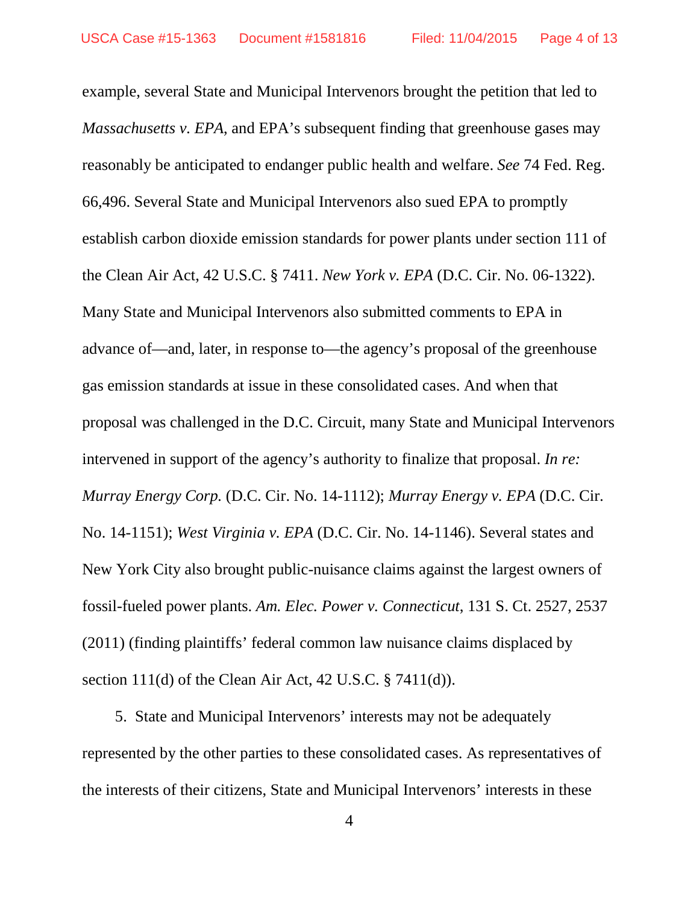example, several State and Municipal Intervenors brought the petition that led to *Massachusetts v. EPA*, and EPA's subsequent finding that greenhouse gases may reasonably be anticipated to endanger public health and welfare. *See* 74 Fed. Reg. 66,496. Several State and Municipal Intervenors also sued EPA to promptly establish carbon dioxide emission standards for power plants under section 111 of the Clean Air Act, 42 U.S.C. § 7411. *New York v. EPA* (D.C. Cir. No. 06-1322). Many State and Municipal Intervenors also submitted comments to EPA in advance of—and, later, in response to—the agency's proposal of the greenhouse gas emission standards at issue in these consolidated cases. And when that proposal was challenged in the D.C. Circuit, many State and Municipal Intervenors intervened in support of the agency's authority to finalize that proposal. *In re: Murray Energy Corp.* (D.C. Cir. No. 14-1112); *Murray Energy v. EPA* (D.C. Cir. No. 14-1151); *West Virginia v. EPA* (D.C. Cir. No. 14-1146). Several states and New York City also brought public-nuisance claims against the largest owners of fossil-fueled power plants. *Am. Elec. Power v. Connecticut*, 131 S. Ct. 2527, 2537 (2011) (finding plaintiffs' federal common law nuisance claims displaced by section 111(d) of the Clean Air Act, 42 U.S.C. § 7411(d)).

5. State and Municipal Intervenors' interests may not be adequately represented by the other parties to these consolidated cases. As representatives of the interests of their citizens, State and Municipal Intervenors' interests in these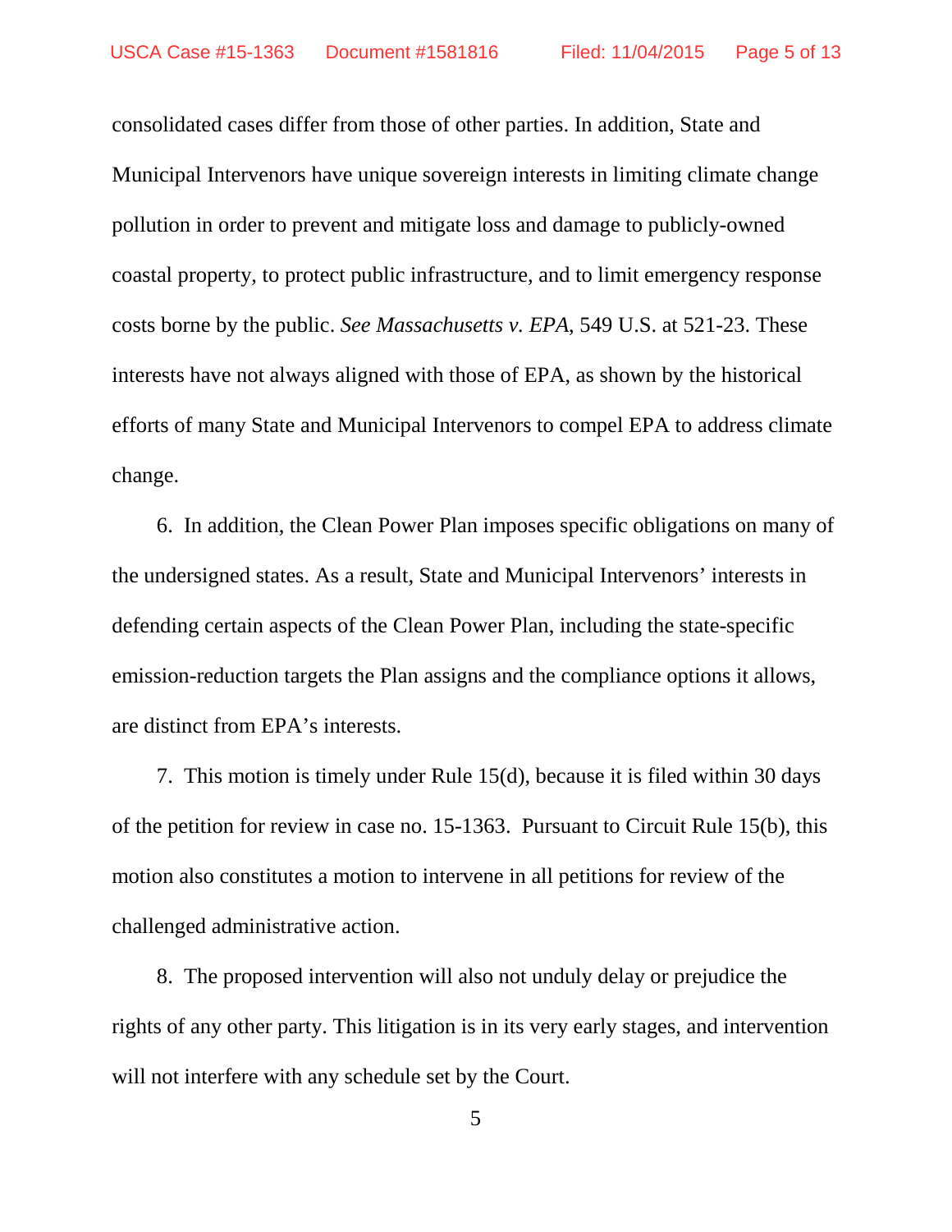consolidated cases differ from those of other parties. In addition, State and Municipal Intervenors have unique sovereign interests in limiting climate change pollution in order to prevent and mitigate loss and damage to publicly-owned coastal property, to protect public infrastructure, and to limit emergency response costs borne by the public. *See Massachusetts v. EPA*, 549 U.S. at 521-23. These interests have not always aligned with those of EPA, as shown by the historical efforts of many State and Municipal Intervenors to compel EPA to address climate change.

6. In addition, the Clean Power Plan imposes specific obligations on many of the undersigned states. As a result, State and Municipal Intervenors' interests in defending certain aspects of the Clean Power Plan, including the state-specific emission-reduction targets the Plan assigns and the compliance options it allows, are distinct from EPA's interests.

7. This motion is timely under Rule 15(d), because it is filed within 30 days of the petition for review in case no. 15-1363. Pursuant to Circuit Rule 15(b), this motion also constitutes a motion to intervene in all petitions for review of the challenged administrative action.

8. The proposed intervention will also not unduly delay or prejudice the rights of any other party. This litigation is in its very early stages, and intervention will not interfere with any schedule set by the Court.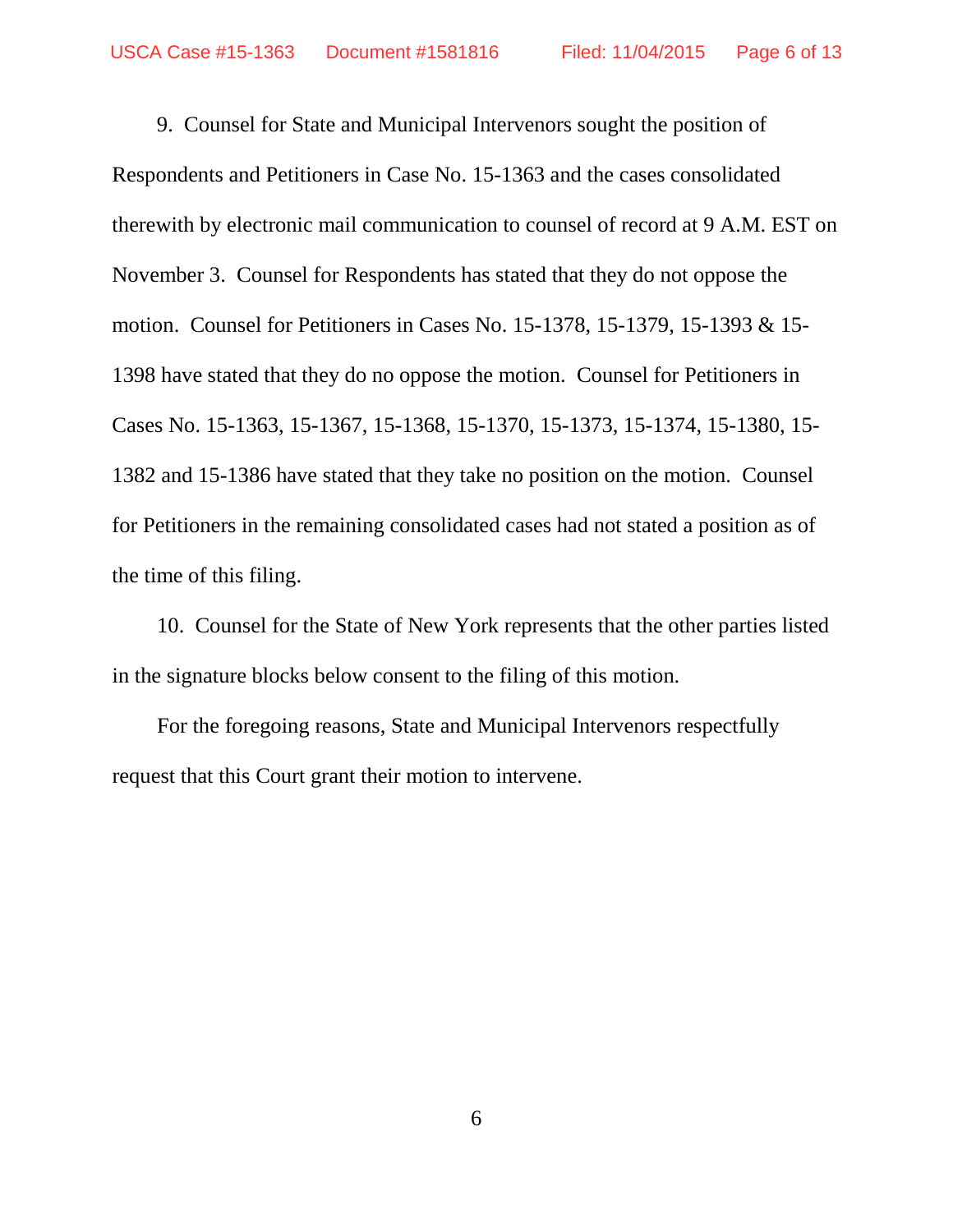9. Counsel for State and Municipal Intervenors sought the position of Respondents and Petitioners in Case No. 15-1363 and the cases consolidated therewith by electronic mail communication to counsel of record at 9 A.M. EST on November 3. Counsel for Respondents has stated that they do not oppose the motion. Counsel for Petitioners in Cases No. 15-1378, 15-1379, 15-1393 & 15-1398 have stated that they do no oppose the motion. Counsel for Petitioners in Cases No. 15-1363, 15-1367, 15-1368, 15-1370, 15-1373, 15-1374, 15-1380, 15-1382 and 15-1386 have stated that they take no position on the motion. Counsel for Petitioners in the remaining consolidated cases had not stated a position as of the time of this filing.

10. Counsel for the State of New York represents that the other parties listed in the signature blocks below consent to the filing of this motion.

For the foregoing reasons, State and Municipal Intervenors respectfully request that this Court grant their motion to intervene.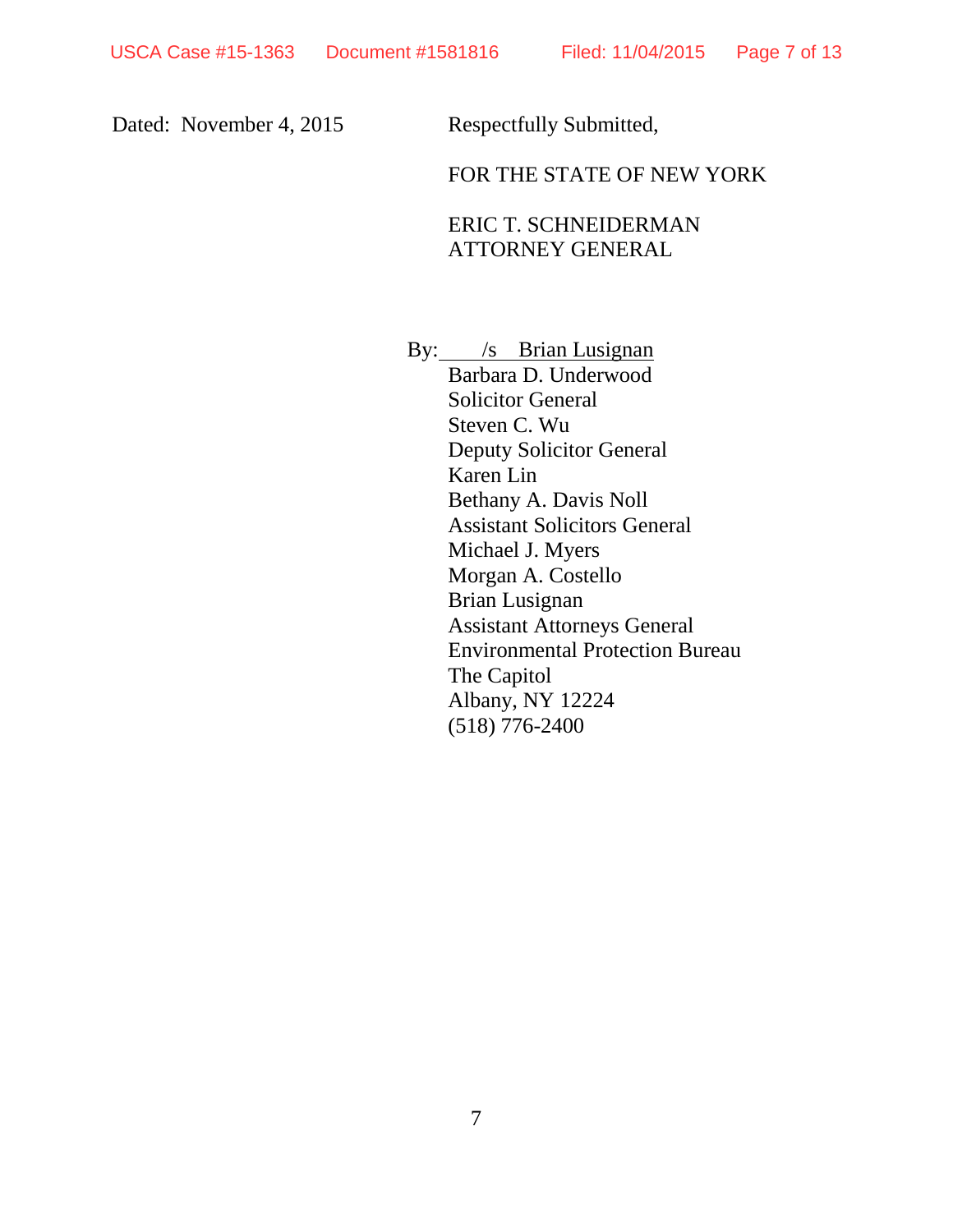Dated: November 4, 2015

Respectfully Submitted,

FOR THE STATE OF NEW YORK

ERIC T. SCHNEIDERMAN
ATTORNEY GENERAL

By: /s Brian Lusignan
Barbara D. Underwood
Solicitor General
Steven C. Wu
Deputy Solicitor General
Karen Lin
Bethany A. Davis Noll
Assistant Solicitors General
Michael J. Myers
Morgan A. Costello
Brian Lusignan
Assistant Attorneys General
Environmental Protection Bureau
The Capitol
Albany, NY 12224
(518) 776-2400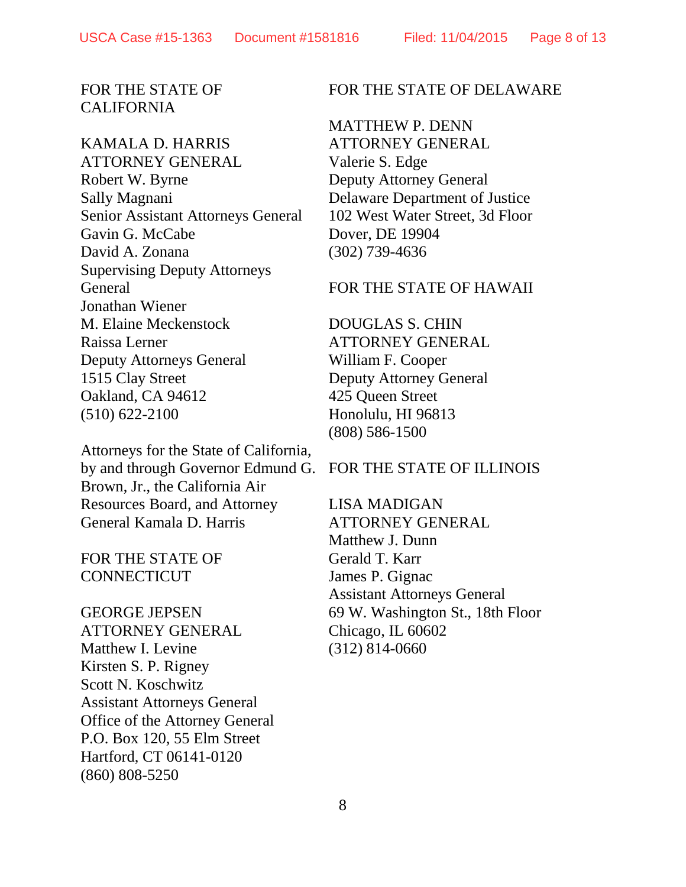FOR THE STATE OF CALIFORNIA

KAMALA D. HARRIS
ATTORNEY GENERAL
Robert W. Byrne
Sally Magnani
Senior Assistant Attorneys General
Gavin G. McCabe
David A. Zonana
Supervising Deputy Attorneys General
Jonathan Wiener
M. Elaine Meckenstock
Raissa Lerner
Deputy Attorneys General
1515 Clay Street
Oakland, CA 94612
(510) 622-2100

Attorneys for the State of California, by and through Governor Edmund G. Brown, Jr., the California Air Resources Board, and Attorney General Kamala D. Harris

FOR THE STATE OF CONNECTICUT

GEORGE JEPSEN
ATTORNEY GENERAL
Matthew I. Levine
Kirsten S. P. Rigney
Scott N. Koschwitz
Assistant Attorneys General
Office of the Attorney General
P.O. Box 120, 55 Elm Street
Hartford, CT 06141-0120
(860) 808-5250

FOR THE STATE OF DELAWARE

MATTHEW P. DENN
ATTORNEY GENERAL
Valerie S. Edge
Deputy Attorney General
Delaware Department of Justice
102 West Water Street, 3d Floor
Dover, DE 19904
(302) 739-4636

FOR THE STATE OF HAWAII

DOUGLAS S. CHIN
ATTORNEY GENERAL
William F. Cooper
Deputy Attorney General
425 Queen Street
Honolulu, HI 96813
(808) 586-1500

FOR THE STATE OF ILLINOIS

LISA MADIGAN
ATTORNEY GENERAL
Matthew J. Dunn
Gerald T. Karr
James P. Gignac
Assistant Attorneys General
69 W. Washington St., 18th Floor
Chicago, IL 60602
(312) 814-0660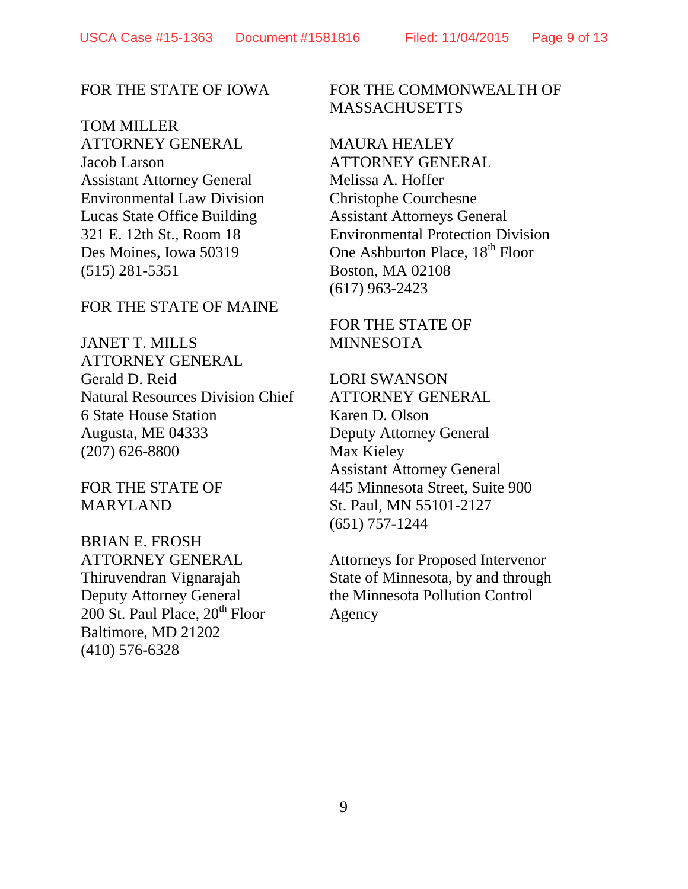FOR THE STATE OF IOWA

TOM MILLER
ATTORNEY GENERAL
Jacob Larson
Assistant Attorney General
Environmental Law Division
Lucas State Office Building
321 E. 12th St., Room 18
Des Moines, Iowa 50319
(515) 281-5351

FOR THE STATE OF MAINE

JANET T. MILLS
ATTORNEY GENERAL
Gerald D. Reid
Natural Resources Division Chief
6 State House Station
Augusta, ME 04333
(207) 626-8800

FOR THE STATE OF MARYLAND

BRIAN E. FROSH
ATTORNEY GENERAL
Thiruvendran Vignarajah
Deputy Attorney General
200 St. Paul Place, 20th Floor
Baltimore, MD 21202
(410) 576-6328

FOR THE COMMONWEALTH OF MASSACHUSETTS

MAURA HEALEY
ATTORNEY GENERAL
Melissa A. Hoffer
Christophe Courchesne
Assistant Attorneys General
Environmental Protection Division
One Ashburton Place, 18th Floor
Boston, MA 02108
(617) 963-2423

FOR THE STATE OF MINNESOTA

LORI SWANSON
ATTORNEY GENERAL
Karen D. Olson
Deputy Attorney General
Max Kieley
Assistant Attorney General
445 Minnesota Street, Suite 900
St. Paul, MN 55101-2127
(651) 757-1244

Attorneys for Proposed Intervenor State of Minnesota, by and through the Minnesota Pollution Control Agency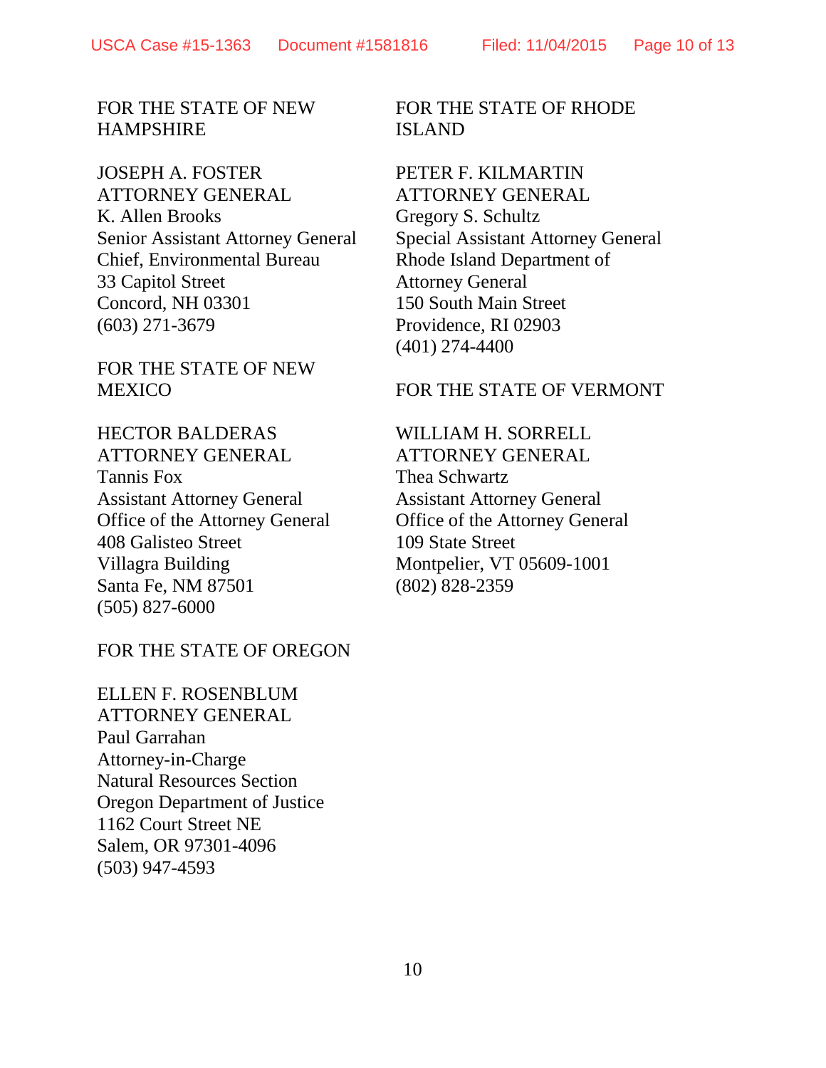FOR THE STATE OF NEW HAMPSHIRE

JOSEPH A. FOSTER
ATTORNEY GENERAL
K. Allen Brooks
Senior Assistant Attorney General
Chief, Environmental Bureau
33 Capitol Street
Concord, NH 03301
(603) 271-3679

FOR THE STATE OF NEW MEXICO

HECTOR BALDERAS
ATTORNEY GENERAL
Tannis Fox
Assistant Attorney General
Office of the Attorney General
408 Galisteo Street
Villagra Building
Santa Fe, NM 87501
(505) 827-6000

FOR THE STATE OF OREGON

ELLEN F. ROSENBLUM
ATTORNEY GENERAL
Paul Garrahan
Attorney-in-Charge
Natural Resources Section
Oregon Department of Justice
1162 Court Street NE
Salem, OR 97301-4096
(503) 947-4593

FOR THE STATE OF RHODE ISLAND

PETER F. KILMARTIN
ATTORNEY GENERAL
Gregory S. Schultz
Special Assistant Attorney General
Rhode Island Department of Attorney General
150 South Main Street
Providence, RI 02903
(401) 274-4400

FOR THE STATE OF VERMONT

WILLIAM H. SORRELL
ATTORNEY GENERAL
Thea Schwartz
Assistant Attorney General
Office of the Attorney General
109 State Street
Montpelier, VT 05609-1001
(802) 828-2359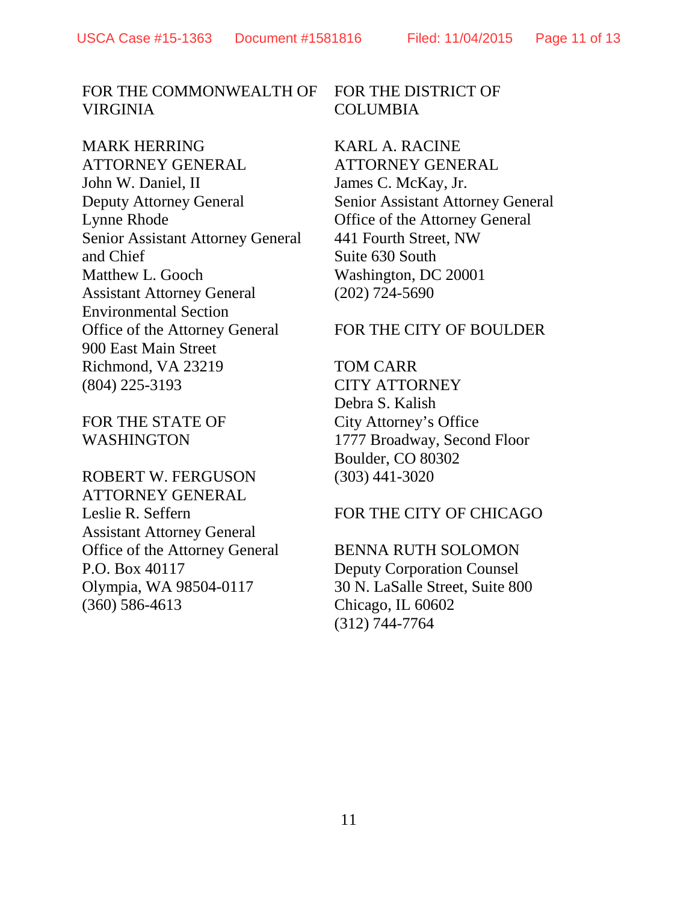FOR THE COMMONWEALTH OF VIRGINIA

MARK HERRING
ATTORNEY GENERAL
John W. Daniel, II
Deputy Attorney General
Lynne Rhode
Senior Assistant Attorney General and Chief
Matthew L. Gooch
Assistant Attorney General
Environmental Section
Office of the Attorney General
900 East Main Street
Richmond, VA 23219
(804) 225-3193

FOR THE STATE OF WASHINGTON

ROBERT W. FERGUSON
ATTORNEY GENERAL
Leslie R. Seffern
Assistant Attorney General
Office of the Attorney General
P.O. Box 40117
Olympia, WA 98504-0117
(360) 586-4613

FOR THE DISTRICT OF COLUMBIA

KARL A. RACINE
ATTORNEY GENERAL
James C. McKay, Jr.
Senior Assistant Attorney General
Office of the Attorney General
441 Fourth Street, NW
Suite 630 South
Washington, DC 20001
(202) 724-5690

FOR THE CITY OF BOULDER

TOM CARR
CITY ATTORNEY
Debra S. Kalish
City Attorney's Office
1777 Broadway, Second Floor
Boulder, CO 80302
(303) 441-3020

FOR THE CITY OF CHICAGO

BENNA RUTH SOLOMON
Deputy Corporation Counsel
30 N. LaSalle Street, Suite 800
Chicago, IL 60602
(312) 744-7764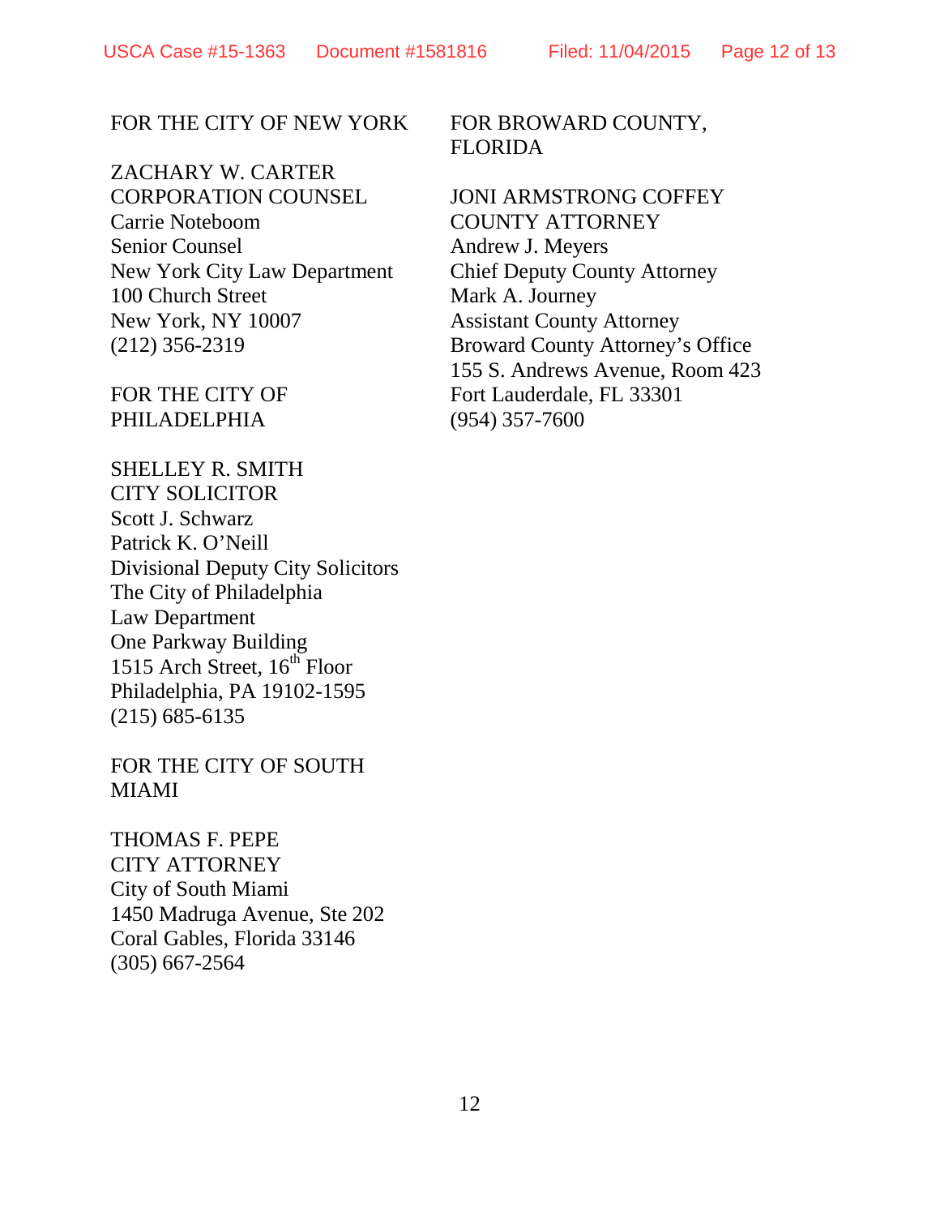FOR THE CITY OF NEW YORK

ZACHARY W. CARTER
CORPORATION COUNSEL
Carrie Noteboom
Senior Counsel
New York City Law Department
100 Church Street
New York, NY 10007
(212) 356-2319

FOR THE CITY OF PHILADELPHIA

SHELLEY R. SMITH
CITY SOLICITOR
Scott J. Schwarz
Patrick K. O'Neill
Divisional Deputy City Solicitors
The City of Philadelphia
Law Department
One Parkway Building
1515 Arch Street, 16th Floor
Philadelphia, PA 19102-1595
(215) 685-6135

FOR THE CITY OF SOUTH MIAMI

THOMAS F. PEPE
CITY ATTORNEY
City of South Miami
1450 Madruga Avenue, Ste 202
Coral Gables, Florida 33146
(305) 667-2564

FOR BROWARD COUNTY, FLORIDA

JONI ARMSTRONG COFFEY
COUNTY ATTORNEY
Andrew J. Meyers
Chief Deputy County Attorney
Mark A. Journey
Assistant County Attorney
Broward County Attorney's Office
155 S. Andrews Avenue, Room 423
Fort Lauderdale, FL 33301
(954) 357-7600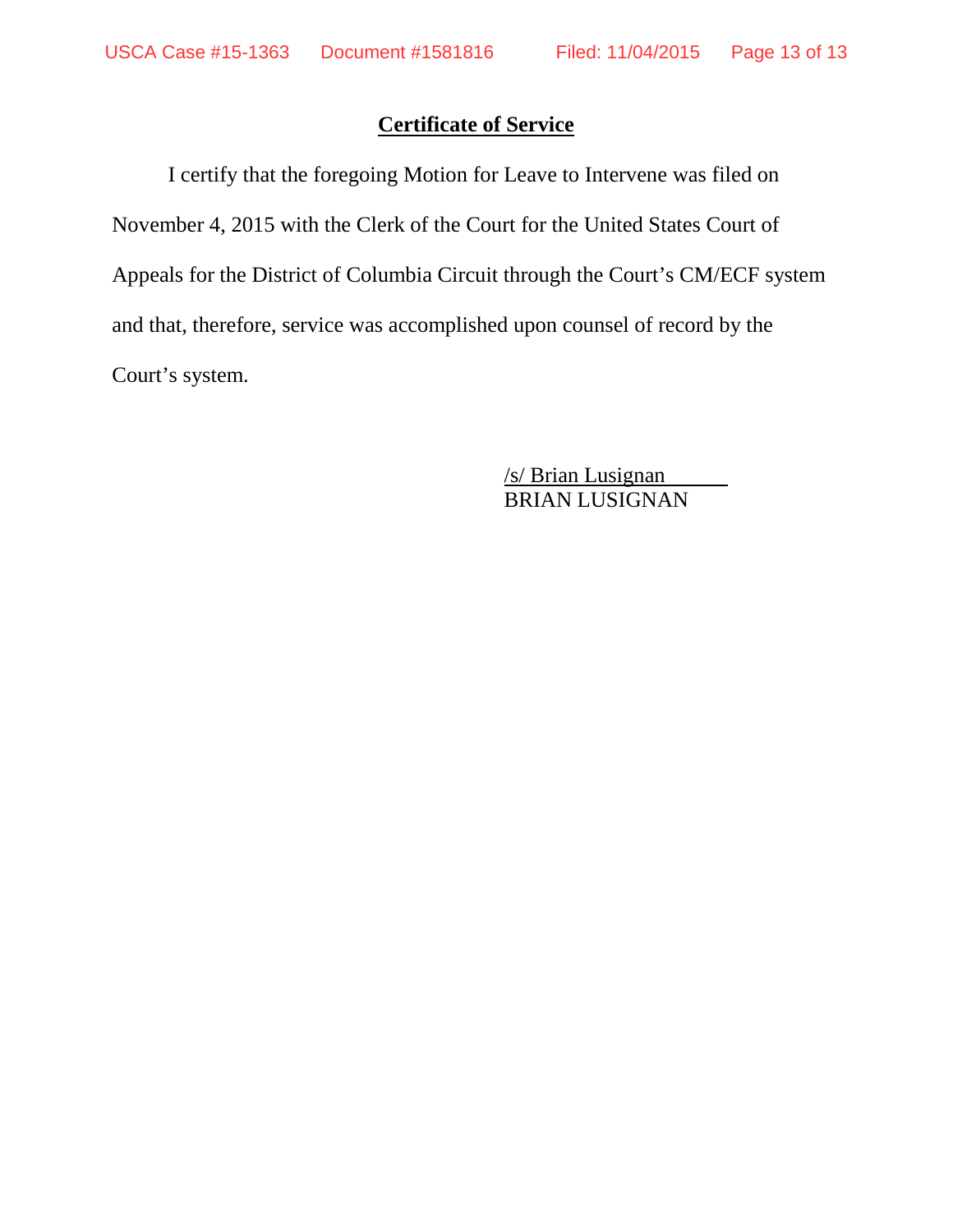# Certificate of Service

I certify that the foregoing Motion for Leave to Intervene was filed on November 4, 2015 with the Clerk of the Court for the United States Court of Appeals for the District of Columbia Circuit through the Court's CM/ECF system and that, therefore, service was accomplished upon counsel of record by the Court's system.

/s/ Brian Lusignan
BRIAN LUSIGNAN